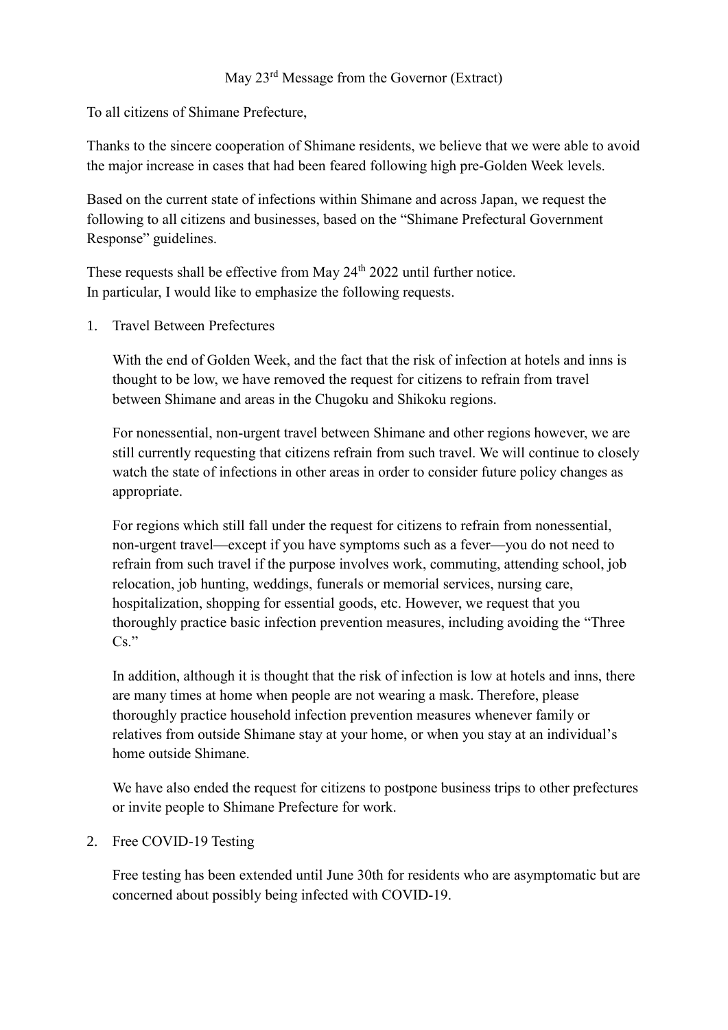# May 23rd Message from the Governor (Extract)

To all citizens of Shimane Prefecture,

Thanks to the sincere cooperation of Shimane residents, we believe that we were able to avoid the major increase in cases that had been feared following high pre-Golden Week levels.

Based on the current state of infections within Shimane and across Japan, we request the following to all citizens and businesses, based on the "Shimane Prefectural Government Response" guidelines.

These requests shall be effective from May 24th 2022 until further notice.
In particular, I would like to emphasize the following requests.

1. Travel Between Prefectures

   With the end of Golden Week, and the fact that the risk of infection at hotels and inns is thought to be low, we have removed the request for citizens to refrain from travel between Shimane and areas in the Chugoku and Shikoku regions.

   For nonessential, non-urgent travel between Shimane and other regions however, we are still currently requesting that citizens refrain from such travel. We will continue to closely watch the state of infections in other areas in order to consider future policy changes as appropriate.

   For regions which still fall under the request for citizens to refrain from nonessential, non-urgent travel—except if you have symptoms such as a fever—you do not need to refrain from such travel if the purpose involves work, commuting, attending school, job relocation, job hunting, weddings, funerals or memorial services, nursing care, hospitalization, shopping for essential goods, etc. However, we request that you thoroughly practice basic infection prevention measures, including avoiding the "Three Cs."

   In addition, although it is thought that the risk of infection is low at hotels and inns, there are many times at home when people are not wearing a mask. Therefore, please thoroughly practice household infection prevention measures whenever family or relatives from outside Shimane stay at your home, or when you stay at an individual's home outside Shimane.

   We have also ended the request for citizens to postpone business trips to other prefectures or invite people to Shimane Prefecture for work.

2. Free COVID-19 Testing

   Free testing has been extended until June 30th for residents who are asymptomatic but are concerned about possibly being infected with COVID-19.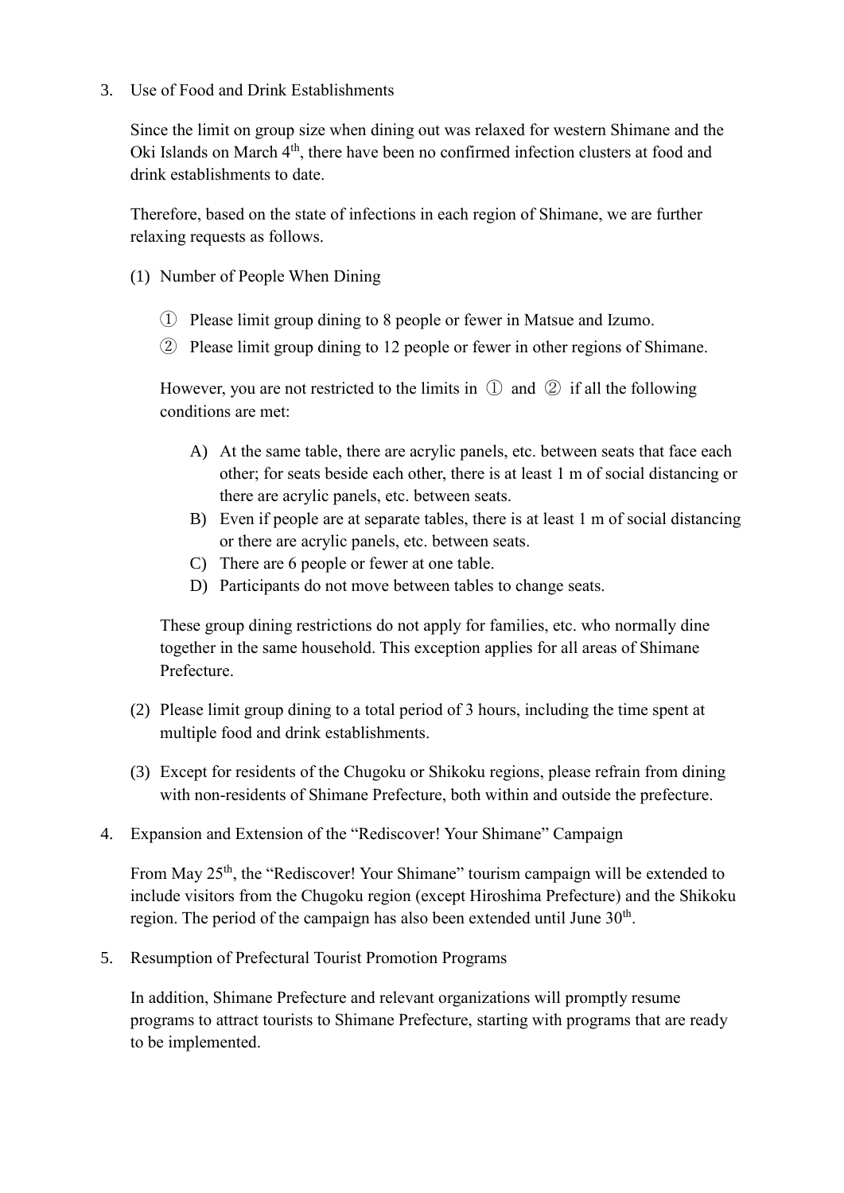3. Use of Food and Drink Establishments

   Since the limit on group size when dining out was relaxed for western Shimane and the Oki Islands on March 4th, there have been no confirmed infection clusters at food and drink establishments to date.

   Therefore, based on the state of infections in each region of Shimane, we are further relaxing requests as follows.

   (1) Number of People When Dining

   ① Please limit group dining to 8 people or fewer in Matsue and Izumo.
   ② Please limit group dining to 12 people or fewer in other regions of Shimane.

   However, you are not restricted to the limits in ① and ② if all the following conditions are met:

   A) At the same table, there are acrylic panels, etc. between seats that face each other; for seats beside each other, there is at least 1 m of social distancing or there are acrylic panels, etc. between seats.
   B) Even if people are at separate tables, there is at least 1 m of social distancing or there are acrylic panels, etc. between seats.
   C) There are 6 people or fewer at one table.
   D) Participants do not move between tables to change seats.

   These group dining restrictions do not apply for families, etc. who normally dine together in the same household. This exception applies for all areas of Shimane Prefecture.

   (2) Please limit group dining to a total period of 3 hours, including the time spent at multiple food and drink establishments.

   (3) Except for residents of the Chugoku or Shikoku regions, please refrain from dining with non-residents of Shimane Prefecture, both within and outside the prefecture.

4. Expansion and Extension of the "Rediscover! Your Shimane" Campaign

   From May 25th, the "Rediscover! Your Shimane" tourism campaign will be extended to include visitors from the Chugoku region (except Hiroshima Prefecture) and the Shikoku region. The period of the campaign has also been extended until June 30th.

5. Resumption of Prefectural Tourist Promotion Programs

   In addition, Shimane Prefecture and relevant organizations will promptly resume programs to attract tourists to Shimane Prefecture, starting with programs that are ready to be implemented.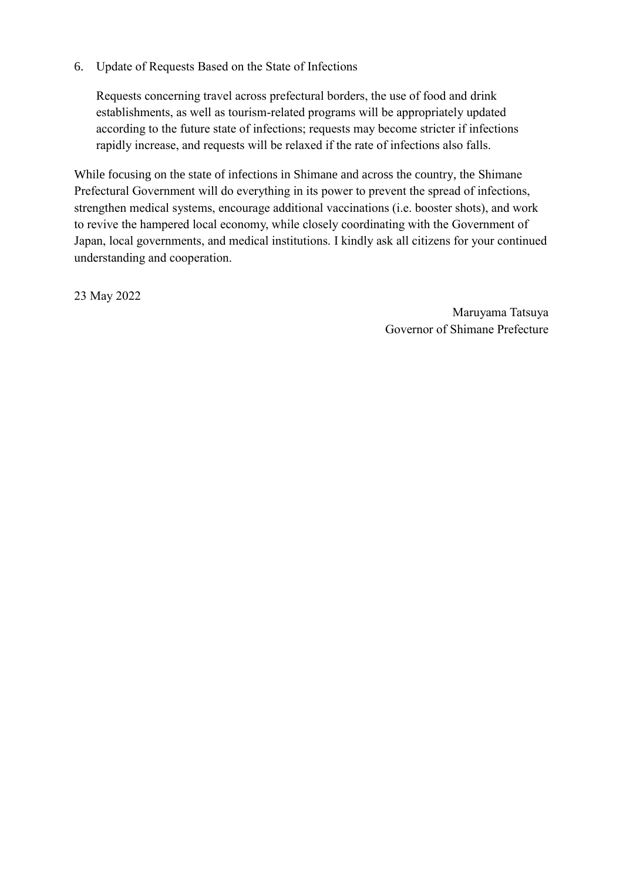6. Update of Requests Based on the State of Infections

   Requests concerning travel across prefectural borders, the use of food and drink establishments, as well as tourism-related programs will be appropriately updated according to the future state of infections; requests may become stricter if infections rapidly increase, and requests will be relaxed if the rate of infections also falls.

While focusing on the state of infections in Shimane and across the country, the Shimane Prefectural Government will do everything in its power to prevent the spread of infections, strengthen medical systems, encourage additional vaccinations (i.e. booster shots), and work to revive the hampered local economy, while closely coordinating with the Government of Japan, local governments, and medical institutions. I kindly ask all citizens for your continued understanding and cooperation.

23 May 2022

Maruyama Tatsuya
Governor of Shimane Prefecture